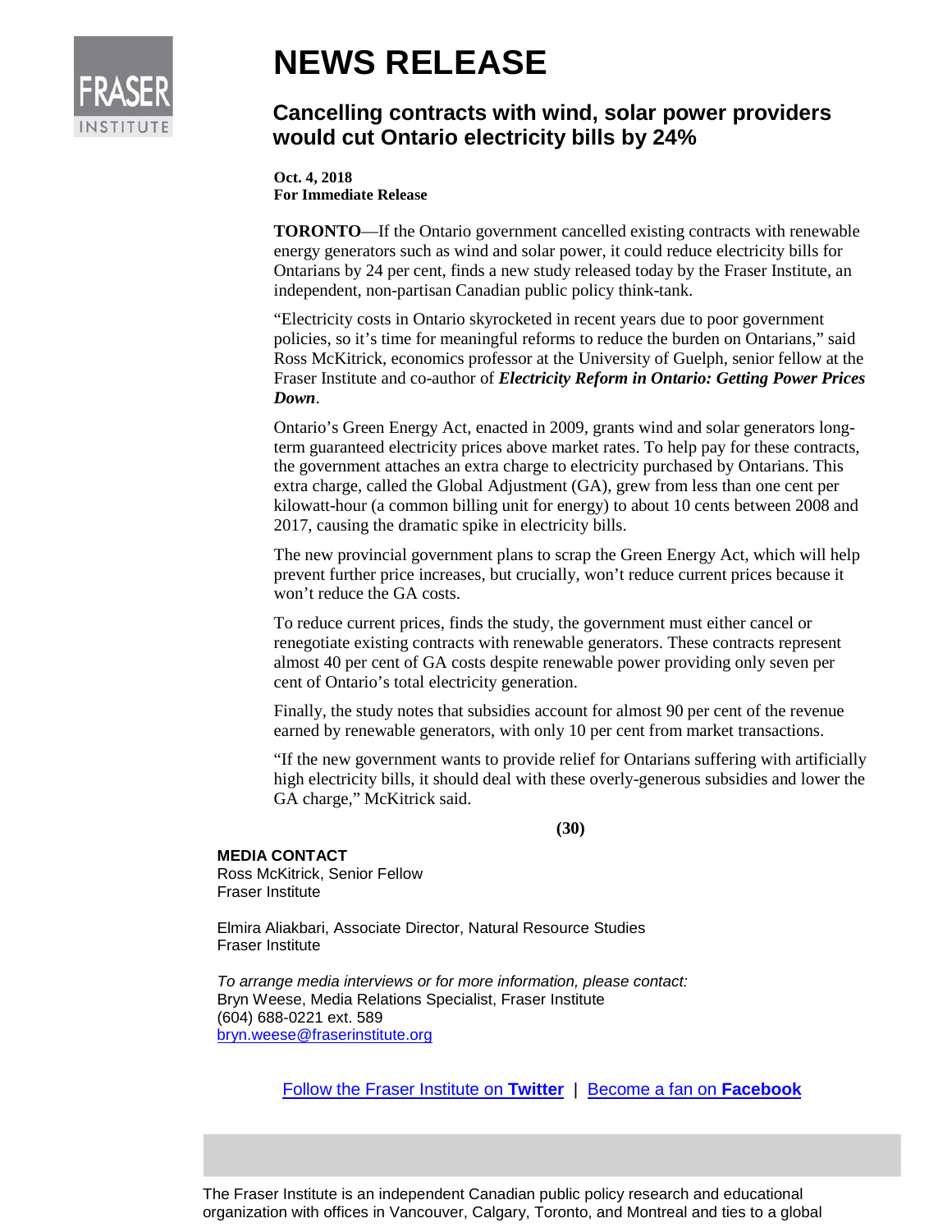FRASER INSTITUTE

# NEWS RELEASE

## Cancelling contracts with wind, solar power providers would cut Ontario electricity bills by 24%

**Oct. 4, 2018**
**For Immediate Release**

**TORONTO**—If the Ontario government cancelled existing contracts with renewable energy generators such as wind and solar power, it could reduce electricity bills for Ontarians by 24 per cent, finds a new study released today by the Fraser Institute, an independent, non-partisan Canadian public policy think-tank.

"Electricity costs in Ontario skyrocketed in recent years due to poor government policies, so it's time for meaningful reforms to reduce the burden on Ontarians," said Ross McKitrick, economics professor at the University of Guelph, senior fellow at the Fraser Institute and co-author of ***Electricity Reform in Ontario: Getting Power Prices Down***.

Ontario's Green Energy Act, enacted in 2009, grants wind and solar generators long-term guaranteed electricity prices above market rates. To help pay for these contracts, the government attaches an extra charge to electricity purchased by Ontarians. This extra charge, called the Global Adjustment (GA), grew from less than one cent per kilowatt-hour (a common billing unit for energy) to about 10 cents between 2008 and 2017, causing the dramatic spike in electricity bills.

The new provincial government plans to scrap the Green Energy Act, which will help prevent further price increases, but crucially, won't reduce current prices because it won't reduce the GA costs.

To reduce current prices, finds the study, the government must either cancel or renegotiate existing contracts with renewable generators. These contracts represent almost 40 per cent of GA costs despite renewable power providing only seven per cent of Ontario's total electricity generation.

Finally, the study notes that subsidies account for almost 90 per cent of the revenue earned by renewable generators, with only 10 per cent from market transactions.

"If the new government wants to provide relief for Ontarians suffering with artificially high electricity bills, it should deal with these overly-generous subsidies and lower the GA charge," McKitrick said.

**(30)**

**MEDIA CONTACT**
Ross McKitrick, Senior Fellow
Fraser Institute

Elmira Aliakbari, Associate Director, Natural Resource Studies
Fraser Institute

*To arrange media interviews or for more information, please contact:*
Bryn Weese, Media Relations Specialist, Fraser Institute
(604) 688-0221 ext. 589
bryn.weese@fraserinstitute.org

Follow the Fraser Institute on **Twitter** | Become a fan on **Facebook**

The Fraser Institute is an independent Canadian public policy research and educational organization with offices in Vancouver, Calgary, Toronto, and Montreal and ties to a global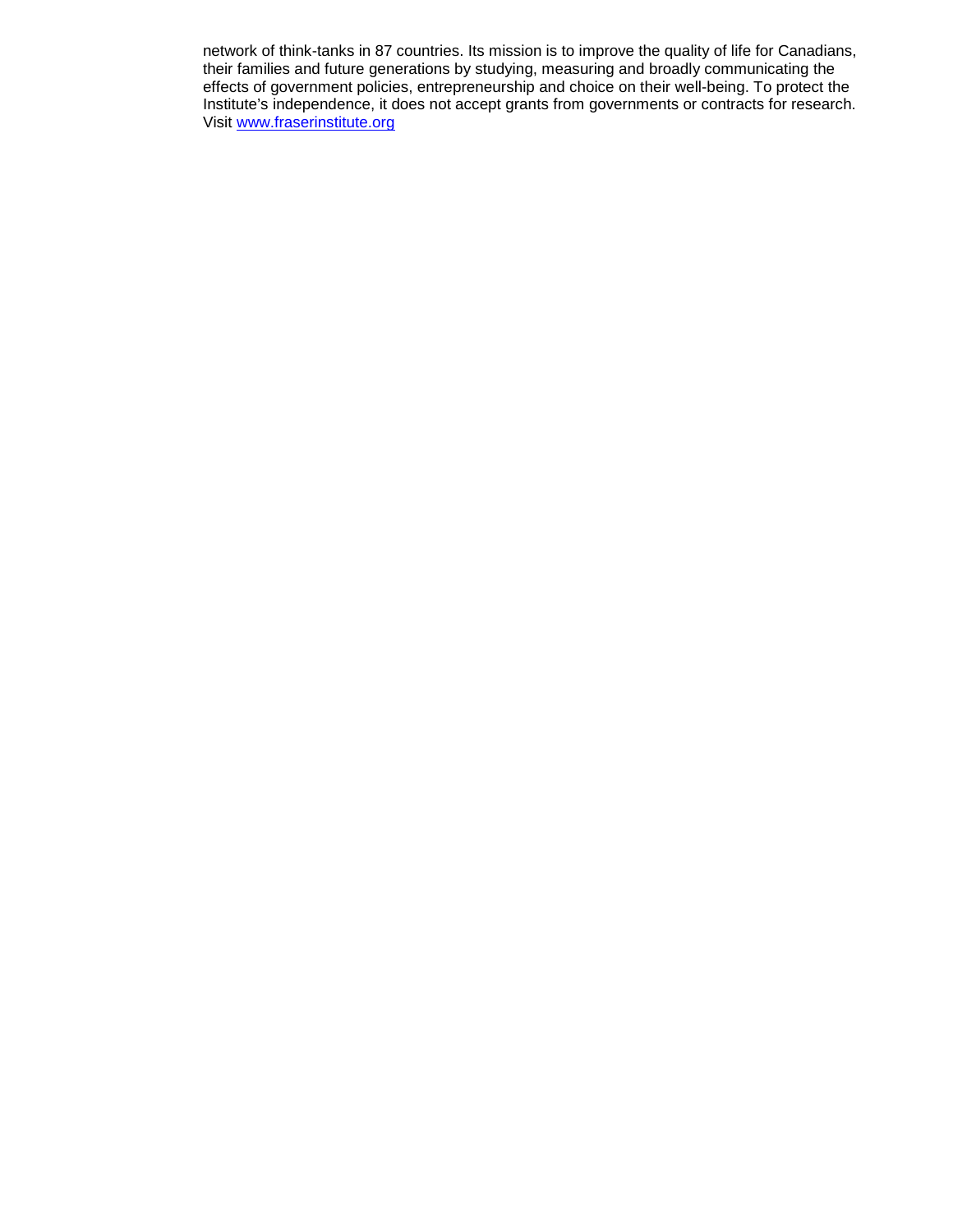network of think-tanks in 87 countries. Its mission is to improve the quality of life for Canadians, their families and future generations by studying, measuring and broadly communicating the effects of government policies, entrepreneurship and choice on their well-being. To protect the Institute's independence, it does not accept grants from governments or contracts for research. Visit [www.fraserinstitute.org](http://www.fraserinstitute.org)